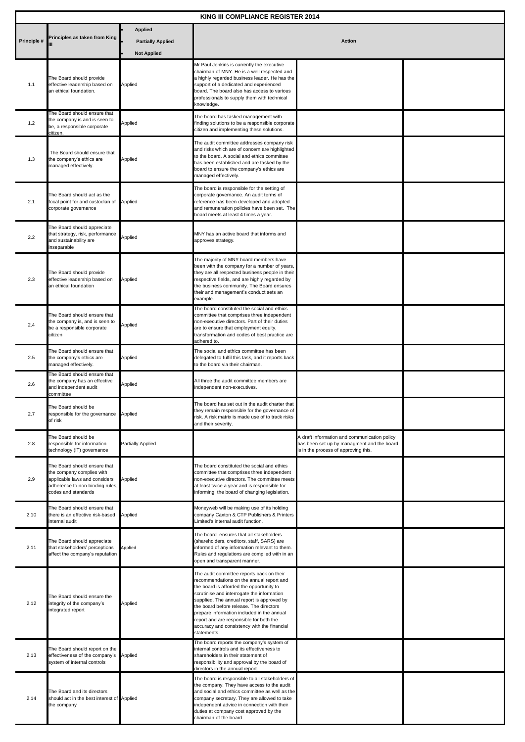# KING III COMPLIANCE REGISTER 2014

| Principle # | Principles as taken from King III | • Applied<br>• Partially Applied<br>• Not Applied | Action | | |
|---|---|---|---|---|---|
| 1.1 | The Board should provide effective leadership based on an ethical foundation. | Applied | Mr Paul Jenkins is currently the executive chairman of MNY. He is a well respected and a highly regarded business leader. He has the support of a dedicated and experienced board. The board also has access to various professionals to supply them with technical knowledge. | | |
| 1.2 | The Board should ensure that the company is and is seen to be, a responsible corporate citizen. | Applied | The board has tasked management with finding solutions to be a responsible corporate citizen and implementing these solutions. | | |
| 1.3 | The Board should ensure that the company's ethics are managed effectively. | Applied | The audit committee addresses company risk and risks which are of concern are highlighted to the board. A social and ethics committee has been established and are tasked by the board to ensure the company's ethics are managed effectively. | | |
| 2.1 | The Board should act as the focal point for and custodian of corporate governance | Applied | The board is responsible for the setting of corporate governance. An audit terms of reference has been developed and adopted and remuneration policies have been set. The board meets at least 4 times a year. | | |
| 2.2 | The Board should appreciate that strategy, risk, performance and sustainability are inseparable | Applied | MNY has an active board that informs and approves strategy. | | |
| 2.3 | The Board should provide effective leadership based on an ethical foundation | Applied | The majority of MNY board members have been with the company for a number of years, they are all respected business people in their respective fields, and are highly regarded by the business community. The Board ensures their and management's conduct sets an example. | | |
| 2.4 | The Board should ensure that the company is, and is seen to be a responsible corporate citizen | Applied | The board constituted the social and ethics committee that comprises three independent non-executive directors. Part of their duties are to ensure that employment equity, transformation and codes of best practice are adhered to. | | |
| 2.5 | The Board should ensure that the company's ethics are managed effectively. | Applied | The social and ethics committee has been delegated to fulfil this task, and it reports back to the board via their chairman. | | |
| 2.6 | The Board should ensure that the company has an effective and independent audit committee | Applied | All three the audit committee members are independent non-executives. | | |
| 2.7 | The Board should be responsible for the governance of risk | Applied | The board has set out in the audit charter that they remain responsible for the governance of risk. A risk matrix is made use of to track risks and their severity. | | |
| 2.8 | The Board should be responsible for information technology (IT) governance | Partially Applied | | A draft information and communication policy has been set up by managment and the board is in the process of approving this. | |
| 2.9 | The Board should ensure that the company complies with applicable laws and considers adherence to non-binding rules, codes and standards | Applied | The board constituted the social and ethics committee that comprises three independent non-executive directors. The committee meets at least twice a year and is responsible for informing the board of changing legislation. | | |
| 2.10 | The Board should ensure that there is an effective risk-based internal audit | Applied | Moneyweb will be making use of its holding company Caxton & CTP Publishers & Printers Limited's internal audit function. | | |
| 2.11 | The Board should appreciate that stakeholders' perceptions affect the company's reputation | Applied | The board ensures that all stakeholders (shareholders, creditors, staff, SARS) are informed of any information relevant to them. Rules and regulations are complied with in an open and transparent manner. | | |
| 2.12 | The Board should ensure the integrity of the company's integrated report | Applied | The audit committee reports back on their recommendations on the annual report and the board is afforded the opportunity to scrutinise and interrogate the information supplied. The annual report is approved by the board before release. The directors prepare information included in the annual report and are responsible for both the accuracy and consistency with the financial statements. | | |
| 2.13 | The Board should report on the effectiveness of the company's system of internal controls | Applied | The board reports the company's system of internal controls and its effectiveness to shareholders in their statement of responsibility and approval by the board of directors in the annual report. | | |
| 2.14 | The Board and its directors should act in the best interest of the company | Applied | The board is responsible to all stakeholders of the company. They have access to the audit and social and ethics committee as well as the company secretary. They are allowed to take independent advice in connection with their duties at company cost approved by the chairman of the board. | | |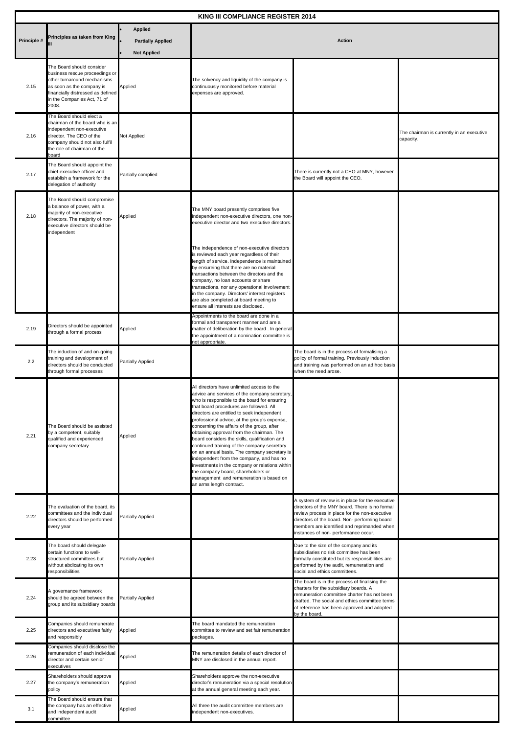# KING III COMPLIANCE REGISTER 2014

| Principle # | Principles as taken from King III | • Applied • Partially Applied • Not Applied | Action | | |
|---|---|---|---|---|---|
| 2.15 | The Board should consider business rescue proceedings or other turnaround mechanisms as soon as the company is financially distressed as defined in the Companies Act, 71 of 2008. | Applied | The solvency and liquidity of the company is continuously monitored before material expenses are approved. | | |
| 2.16 | The Board should elect a chairman of the board who is an independent non-executive director. The CEO of the company should not also fulfil the role of chairman of the board | Not Applied | | | The chairman is currently in an executive capacity. |
| 2.17 | The Board should appoint the chief executive officer and establish a framework for the delegation of authority | Partially complied | | There is currently not a CEO at MNY, however the Board will appoint the CEO. | |
| 2.18 | The Board should compromise a balance of power, with a majority of non-executive directors. The majority of non-executive directors should be independent | Applied | The MNY board presently comprises five independent non-executive directors, one non-executive director and two executive directors. The independence of non-executive directors is reviewed each year regardless of their length of service. Independence is maintained by ensureing that there are no material transactions between the directors and the company, no loan accounts or share transactions, nor any operational involvement in the company. Directors' interest registers are also completed at board meeting to ensure all interests are disclosed. | | |
| 2.19 | Directors should be appointed through a formal process | Applied | Appointments to the board are done in a formal and transparent manner and are a matter of deliberation by the board . In general the appointment of a nomination committee is not appropriate. | | |
| 2.2 | The induction of and on-going training and development of directors should be conducted through formal processes | Partially Applied | | The board is in the process of formalising a policy of formal training. Previously induction and training was performed on an ad hoc basis when the need arose. | |
| 2.21 | The Board should be assisted by a competent, suitably qualified and experienced company secretary | Applied | All directors have unlimited access to the advice and services of the company secretary, who is responsible to the board for ensuring that board procedures are followed. All directors are entitled to seek independent professional advice, at the group's expense, concerning the affairs of the group, after obtaining approval from the chairman. The board considers the skills, qualification and continued training of the company secretary on an annual basis. The company secretary is independent from the company, and has no investments in the company or relations within the company board, shareholders or management and remuneration is based on an arms length contract. | | |
| 2.22 | The evaluation of the board, its committees and the individual directors should be performed every year | Partially Applied | | A system of review is in place for the executive directors of the MNY board. There is no formal review process in place for the non-executive directors of the board. Non- performing board members are identified and reprimanded when instances of non- performance occur. | |
| 2.23 | The board should delegate certain functions to well-structured committees but without abdicating its own responsibilities | Partially Applied | | Due to the size of the company and its subsidiaries no risk committee has been formally constituted but its responsibilities are performed by the audit, remuneration and social and ethics committees. | |
| 2.24 | A governance framework should be agreed between the group and its subsidiary boards | Partially Applied | | The board is in the process of finalising the charters for the subsidiary boards. A remuneration committee charter has not been drafted. The social and ethics committee terms of reference has been approved and adopted by the board. | |
| 2.25 | Companies should remunerate directors and executives fairly and responsibly | Applied | The board mandated the remuneration committee to review and set fair remuneration packages. | | |
| 2.26 | Companies should disclose the remuneration of each individual director and certain senior executives | Applied | The remuneration details of each director of MNY are disclosed in the annual report. | | |
| 2.27 | Shareholders should approve the company's remuneration policy | Applied | Shareholders approve the non-executive director's remuneration via a special resolution at the annual general meeting each year. | | |
| 3.1 | The Board should ensure that the company has an effective and independent audit committee | Applied | All three the audit committee members are independent non-executives. | | |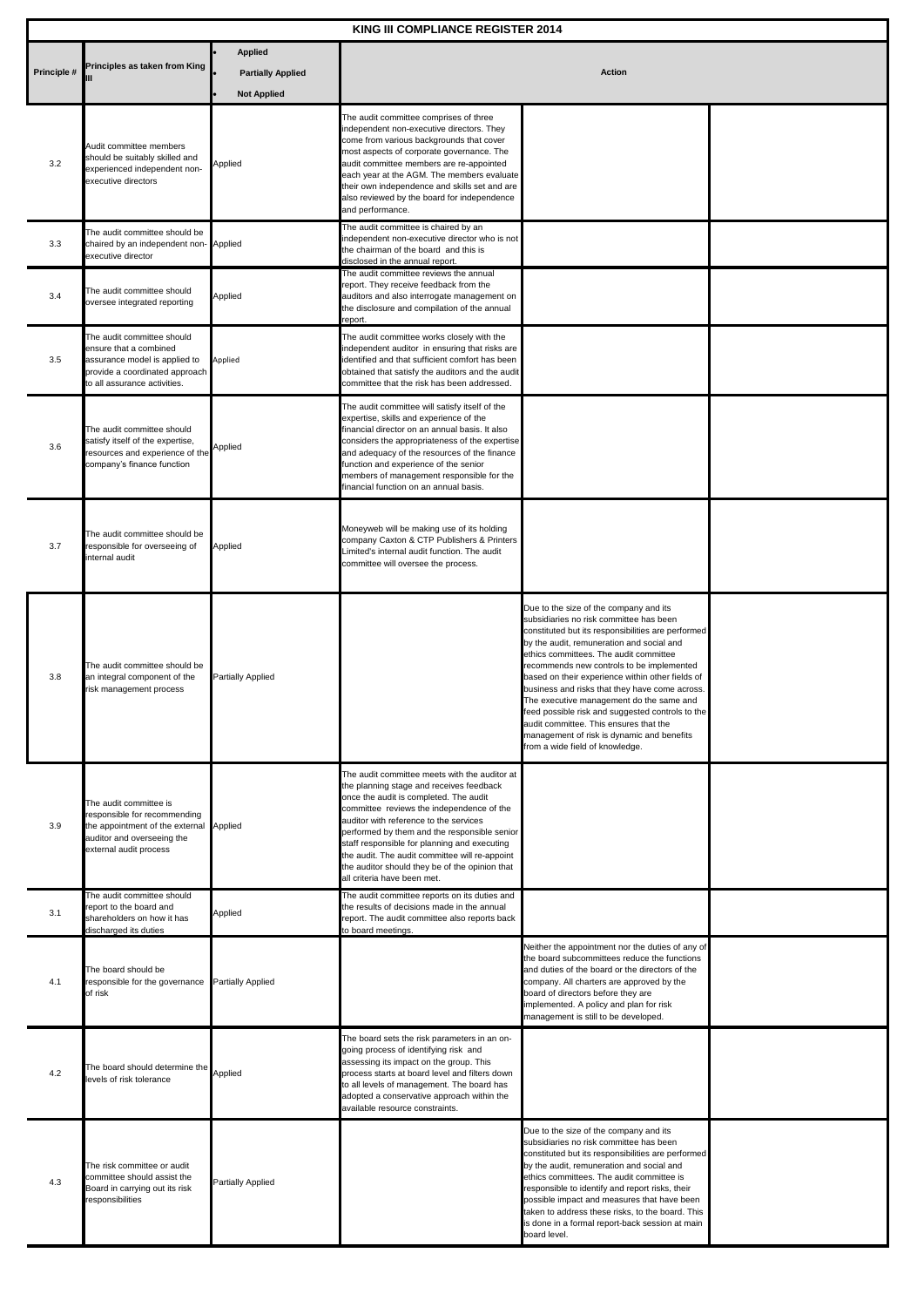| KING III COMPLIANCE REGISTER 2014 | | | | | |
|---|---|---|---|---|---|
| Principle # | Principles as taken from King III | • Applied<br>• Partially Applied<br>• Not Applied | Action | | |
| 3.2 | Audit committee members should be suitably skilled and experienced independent non-executive directors | Applied | The audit committee comprises of three independent non-executive directors. They come from various backgrounds that cover most aspects of corporate governance. The audit committee members are re-appointed each year at the AGM. The members evaluate their own independence and skills set and are also reviewed by the board for independence and performance. | | |
| 3.3 | The audit committee should be chaired by an independent non-executive director | Applied | The audit committee is chaired by an independent non-executive director who is not the chairman of the board and this is disclosed in the annual report. | | |
| 3.4 | The audit committee should oversee integrated reporting | Applied | The audit committee reviews the annual report. They receive feedback from the auditors and also interrogate management on the disclosure and compilation of the annual report. | | |
| 3.5 | The audit committee should ensure that a combined assurance model is applied to provide a coordinated approach to all assurance activities. | Applied | The audit committee works closely with the independent auditor in ensuring that risks are identified and that sufficient comfort has been obtained that satisfy the auditors and the audit committee that the risk has been addressed. | | |
| 3.6 | The audit committee should satisfy itself of the expertise, resources and experience of the company's finance function | Applied | The audit committee will satisfy itself of the expertise, skills and experience of the financial director on an annual basis. It also considers the appropriateness of the expertise and adequacy of the resources of the finance function and experience of the senior members of management responsible for the financial function on an annual basis. | | |
| 3.7 | The audit committee should be responsible for overseeing of internal audit | Applied | Moneyweb will be making use of its holding company Caxton & CTP Publishers & Printers Limited's internal audit function. The audit committee will oversee the process. | | |
| 3.8 | The audit committee should be an integral component of the risk management process | Partially Applied | | Due to the size of the company and its subsidiaries no risk committee has been constituted but its responsibilities are performed by the audit, remuneration and social and ethics committees. The audit committee recommends new controls to be implemented based on their experience within other fields of business and risks that they have come across. The executive management do the same and feed possible risk and suggested controls to the audit committee. This ensures that the management of risk is dynamic and benefits from a wide field of knowledge. | |
| 3.9 | The audit committee is responsible for recommending the appointment of the external auditor and overseeing the external audit process | Applied | The audit committee meets with the auditor at the planning stage and receives feedback once the audit is completed. The audit committee reviews the independence of the auditor with reference to the services performed by them and the responsible senior staff responsible for planning and executing the audit. The audit committee will re-appoint the auditor should they be of the opinion that all criteria have been met. | | |
| 3.1 | The audit committee should report to the board and shareholders on how it has discharged its duties | Applied | The audit committee reports on its duties and the results of decisions made in the annual report. The audit committee also reports back to board meetings. | | |
| 4.1 | The board should be responsible for the governance of risk | Partially Applied | | Neither the appointment nor the duties of any of the board subcommittees reduce the functions and duties of the board or the directors of the company. All charters are approved by the board of directors before they are implemented. A policy and plan for risk management is still to be developed. | |
| 4.2 | The board should determine the levels of risk tolerance | Applied | The board sets the risk parameters in an on-going process of identifying risk and assessing its impact on the group. This process starts at board level and filters down to all levels of management. The board has adopted a conservative approach within the available resource constraints. | | |
| 4.3 | The risk committee or audit committee should assist the Board in carrying out its risk responsibilities | Partially Applied | | Due to the size of the company and its subsidiaries no risk committee has been constituted but its responsibilities are performed by the audit, remuneration and social and ethics committees. The audit committee is responsible to identify and report risks, their possible impact and measures that have been taken to address these risks, to the board. This is done in a formal report-back session at main board level. | |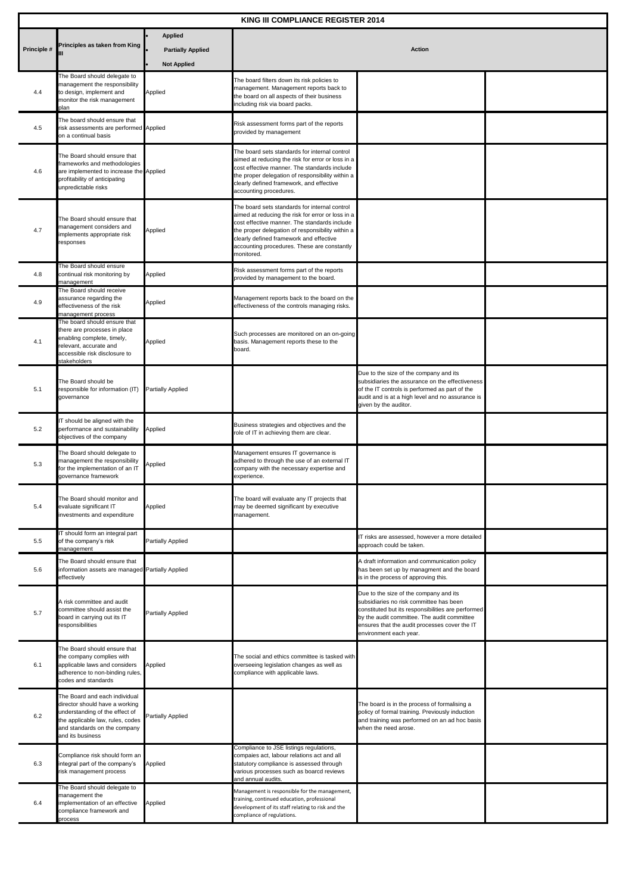| KING III COMPLIANCE REGISTER 2014 | | | | | |
|---|---|---|---|---|---|
| Principle # | Principles as taken from King III | • Applied<br>• Partially Applied<br>• Not Applied | Action | | |
| 4.4 | The Board should delegate to management the responsibility to design, implement and monitor the risk management plan | Applied | The board filters down its risk policies to management. Management reports back to the board on all aspects of their business including risk via board packs. | | |
| 4.5 | The board should ensure that risk assessments are performed on a continual basis | Applied | Risk assessment forms part of the reports provided by management | | |
| 4.6 | The Board should ensure that frameworks and methodologies are implemented to increase the profitability of anticipating unpredictable risks | Applied | The board sets standards for internal control aimed at reducing the risk for error or loss in a cost effective manner. The standards include the proper delegation of responsibility within a clearly defined framework, and effective accounting procedures. | | |
| 4.7 | The Board should ensure that management considers and implements appropriate risk responses | Applied | The board sets standards for internal control aimed at reducing the risk for error or loss in a cost effective manner. The standards include the proper delegation of responsibility within a clearly defined framework and effective accounting procedures. These are constantly monitored. | | |
| 4.8 | The Board should ensure continual risk monitoring by management | Applied | Risk assessment forms part of the reports provided by management to the board. | | |
| 4.9 | The Board should receive assurance regarding the effectiveness of the risk management process | Applied | Management reports back to the board on the effectiveness of the controls managing risks. | | |
| 4.1 | The board should ensure that there are processes in place enabling complete, timely, relevant, accurate and accessible risk disclosure to stakeholders | Applied | Such processes are monitored on an on-going basis. Management reports these to the board. | | |
| 5.1 | The Board should be responsible for information (IT) governance | Partially Applied | | Due to the size of the company and its subsidiaries the assurance on the effectiveness of the IT controls is performed as part of the audit and is at a high level and no assurance is given by the auditor. | |
| 5.2 | IT should be aligned with the performance and sustainability objectives of the company | Applied | Business strategies and objectives and the role of IT in achieving them are clear. | | |
| 5.3 | The Board should delegate to management the responsibility for the implementation of an IT governance framework | Applied | Management ensures IT governance is adhered to through the use of an external IT company with the necessary expertise and experience. | | |
| 5.4 | The Board should monitor and evaluate significant IT investments and expenditure | Applied | The board will evaluate any IT projects that may be deemed significant by executive management. | | |
| 5.5 | IT should form an integral part of the company's risk management | Partially Applied | | IT risks are assessed, however a more detailed approach could be taken. | |
| 5.6 | The Board should ensure that information assets are managed effectively | Partially Applied | | A draft information and communication policy has been set up by managment and the board is in the process of approving this. | |
| 5.7 | A risk committee and audit committee should assist the board in carrying out its IT responsibilities | Partially Applied | | Due to the size of the company and its subsidiaries no risk committee has been constituted but its responsibilities are performed by the audit committee. The audit committee ensures that the audit processes cover the IT environment each year. | |
| 6.1 | The Board should ensure that the company complies with applicable laws and considers adherence to non-binding rules, codes and standards | Applied | The social and ethics committee is tasked with overseeing legislation changes as well as compliance with applicable laws. | | |
| 6.2 | The Board and each individual director should have a working understanding of the effect of the applicable law, rules, codes and standards on the company and its business | Partially Applied | | The board is in the process of formalising a policy of formal training. Previously induction and training was performed on an ad hoc basis when the need arose. | |
| 6.3 | Compliance risk should form an integral part of the company's risk management process | Applied | Compliance to JSE listings regulations, compaies act, labour relations act and all statutory compliance is assessed through various processes such as boarcd reviews and annual audits. | | |
| 6.4 | The Board should delegate to management the implementation of an effective compliance framework and process | Applied | Management is responsible for the management, training, continued education, professional development of its staff relating to risk and the compliance of regulations. | | |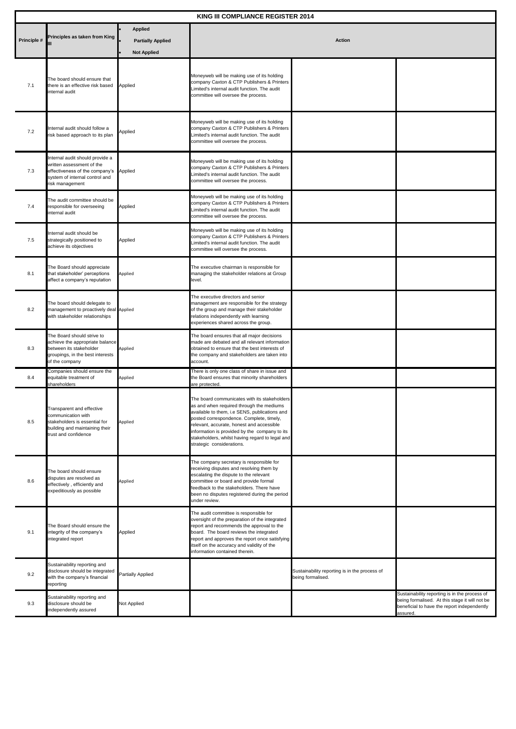| KING III COMPLIANCE REGISTER 2014 | | | | | |
|---|---|---|---|---|---|
| Principle # | Principles as taken from King III | • Applied<br>• Partially Applied<br>• Not Applied | Action | | |
| 7.1 | The board should ensure that there is an effective risk based internal audit | Applied | Moneyweb will be making use of its holding company Caxton & CTP Publishers & Printers Limited's internal audit function. The audit committee will oversee the process. | | |
| 7.2 | Internal audit should follow a risk based approach to its plan | Applied | Moneyweb will be making use of its holding company Caxton & CTP Publishers & Printers Limited's internal audit function. The audit committee will oversee the process. | | |
| 7.3 | Internal audit should provide a written assessment of the effectiveness of the company's system of internal control and risk management | Applied | Moneyweb will be making use of its holding company Caxton & CTP Publishers & Printers Limited's internal audit function. The audit committee will oversee the process. | | |
| 7.4 | The audit committee should be responsible for overseeing internal audit | Applied | Moneyweb will be making use of its holding company Caxton & CTP Publishers & Printers Limited's internal audit function. The audit committee will oversee the process. | | |
| 7.5 | Internal audit should be strategically positioned to achieve its objectives | Applied | Moneyweb will be making use of its holding company Caxton & CTP Publishers & Printers Limited's internal audit function. The audit committee will oversee the process. | | |
| 8.1 | The Board should appreciate that stakeholder' perceptions affect a company's reputation | Applied | The executive chairman is responsible for managing the stakeholder relations at Group level. | | |
| 8.2 | The board should delegate to management to proactively deal with stakeholder relationships | Applied | The executive directors and senior management are responsible for the strategy of the group and manage their stakeholder relations independently with learning experiences shared across the group. | | |
| 8.3 | The Board should strive to achieve the appropriate balance between its stakeholder groupings, in the best interests of the company | Applied | The board ensures that all major decisions made are debated and all relevant information obtained to ensure that the best interests of the company and stakeholders are taken into account. | | |
| 8.4 | Companies should ensure the equitable treatment of shareholders | Applied | There is only one class of share in issue and the Board ensures that minority shareholders are protected. | | |
| 8.5 | Transparent and effective communication with stakeholders is essential for building and maintaining their trust and confidence | Applied | The board communicates with its stakeholders as and when required through the mediums available to them, i.e SENS, publications and posted correspondence. Complete, timely, relevant, accurate, honest and accessible information is provided by the company to its stakeholders, whilst having regard to legal and strategic considerations. | | |
| 8.6 | The board should ensure disputes are resolved as effectively , efficiently and expeditiously as possible | Applied | The company secretary is responsible for receiving disputes and resolving them by escalating the dispute to the relevant committee or board and provide formal feedback to the stakeholders. There have been no disputes registered during the period under review. | | |
| 9.1 | The Board should ensure the integrity of the company's integrated report | Applied | The audit committee is responsible for oversight of the preparation of the integrated report and recommends the approval to the board. The board reviews the integrated report and approves the report once satisfying itself on the accuracy and validity of the information contained therein. | | |
| 9.2 | Sustainability reporting and disclosure should be integrated with the company's financial reporting | Partially Applied | | Sustainability reporting is in the process of being formalised. | |
| 9.3 | Sustainability reporting and disclosure should be independently assured | Not Applied | | | Sustainability reporting is in the process of being formalised. At this stage it will not be beneficial to have the report independently assured. |